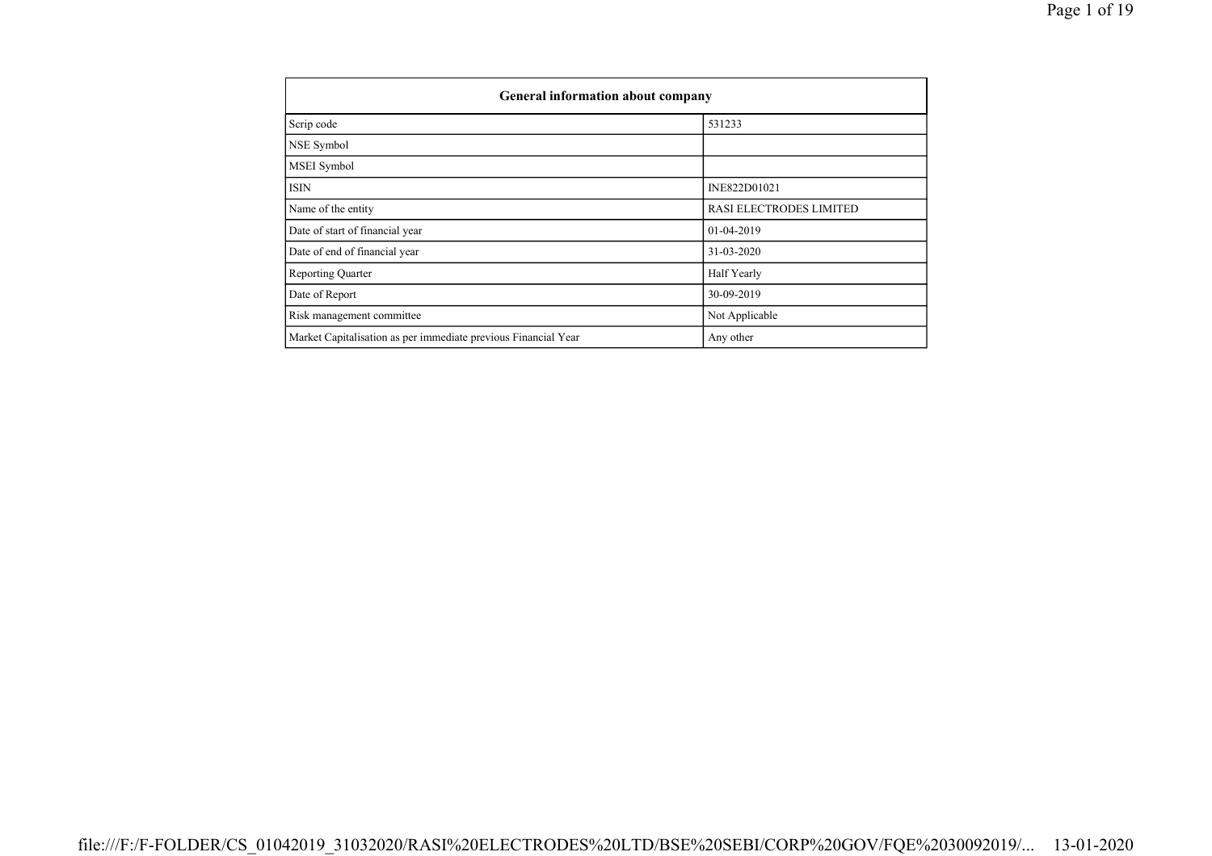| General information about company | |
|---|---|
| Scrip code | 531233 |
| NSE Symbol | |
| MSEI Symbol | |
| ISIN | INE822D01021 |
| Name of the entity | RASI ELECTRODES LIMITED |
| Date of start of financial year | 01-04-2019 |
| Date of end of financial year | 31-03-2020 |
| Reporting Quarter | Half Yearly |
| Date of Report | 30-09-2019 |
| Risk management committee | Not Applicable |
| Market Capitalisation as per immediate previous Financial Year | Any other |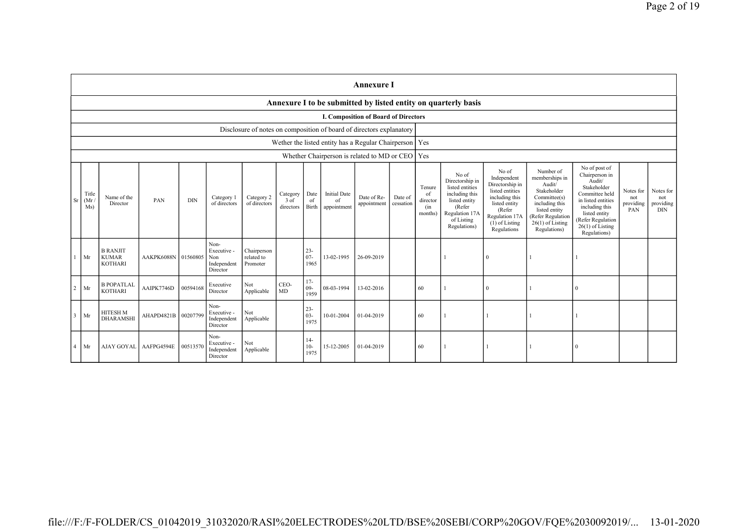# Annexure I

## Annexure I to be submitted by listed entity on quarterly basis

### I. Composition of Board of Directors

| Disclosure of notes on composition of board of directors explanatory | |
|---|---|
| Wether the listed entity has a Regular Chairperson | Yes |
| Whether Chairperson is related to MD or CEO | Yes |

| Sr | Title (Mr / Ms) | Name of the Director | PAN | DIN | Category 1 of directors | Category 2 of directors | Category 3 of directors | Date of Birth | Initial Date of appointment | Date of Re-appointment | Date of cessation | Tenure of director (in months) | No of Directorship in listed entities including this listed entity (Refer Regulation 17A of Listing Regulations) | No of Independent Directorship in listed entities including this listed entity (Refer Regulation 17A (1) of Listing Regulations | Number of memberships in Audit/ Stakeholder Committee(s) including this listed entity (Refer Regulation 26(1) of Listing Regulations) | No of post of Chairperson in Audit/ Stakeholder Committee held in listed entities including this listed entity (Refer Regulation 26(1) of Listing Regulations) | Notes for not providing PAN | Notes for not providing DIN |
|---|---|---|---|---|---|---|---|---|---|---|---|---|---|---|---|---|---|---|
| 1 | Mr | B RANJIT KUMAR KOTHARI | AAKPK6088N | 01560805 | Non-Executive - Non Independent Director | Chairperson related to Promoter | | 23-07-1965 | 13-02-1995 | 26-09-2019 | | | 1 | 0 | 1 | 1 | | |
| 2 | Mr | B POPATLAL KOTHARI | AAIPK7746D | 00594168 | Executive Director | Not Applicable | CEO-MD | 17-09-1959 | 08-03-1994 | 13-02-2016 | | 60 | 1 | 0 | 1 | 0 | | |
| 3 | Mr | HITESH M DHARAMSHI | AHAPD4821B | 00207799 | Non-Executive - Independent Director | Not Applicable | | 23-03-1975 | 10-01-2004 | 01-04-2019 | | 60 | 1 | 1 | 1 | 1 | | |
| 4 | Mr | AJAY GOYAL | AAFPG4594E | 00513570 | Non-Executive - Independent Director | Not Applicable | | 14-10-1975 | 15-12-2005 | 01-04-2019 | | 60 | 1 | 1 | 1 | 0 | | |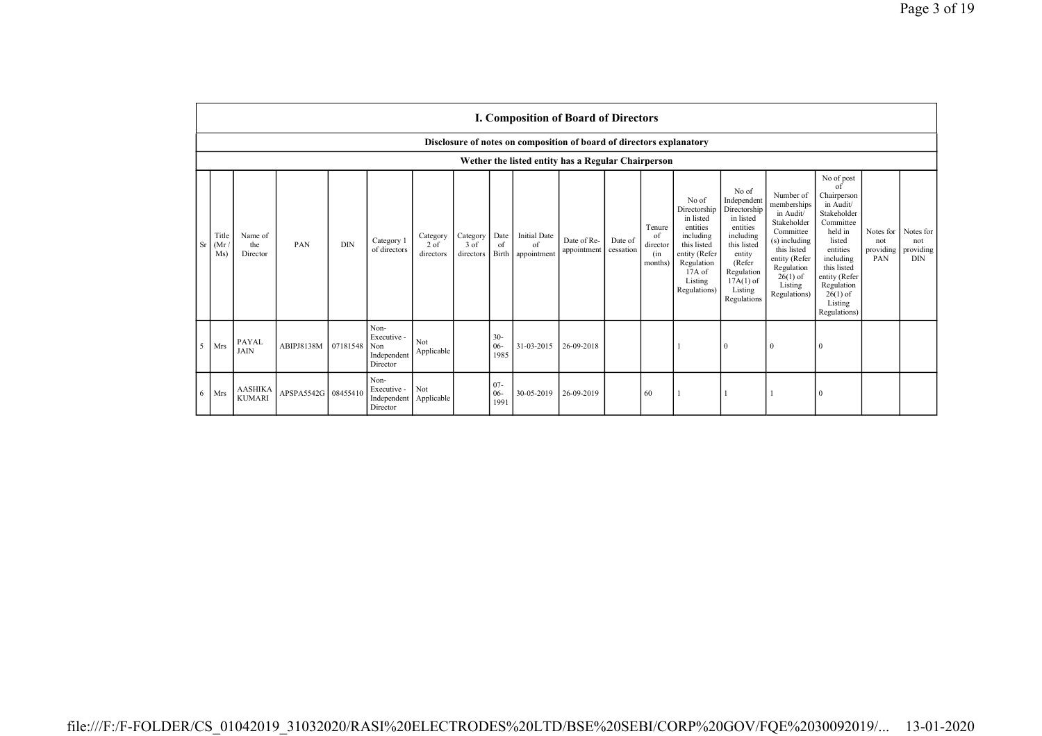## I. Composition of Board of Directors

**Disclosure of notes on composition of board of directors explanatory**

**Wether the listed entity has a Regular Chairperson**

| Sr | Title (Mr / Ms) | Name of the Director | PAN | DIN | Category 1 of directors | Category 2 of directors | Category 3 of directors | Date of Birth | Initial Date of appointment | Date of Re-appointment | Date of cessation | Tenure of director (in months) | No of Directorship in listed entities including this listed entity (Refer Regulation 17A of Listing Regulations) | No of Independent Directorship in listed entities including this listed entity (Refer Regulation 17A(1) of Listing Regulations | Number of memberships in Audit/ Stakeholder Committee (s) including this listed entity (Refer Regulation 26(1) of Listing Regulations) | No of post of Chairperson in Audit/ Stakeholder Committee held in listed entities including this listed entity (Refer Regulation 26(1) of Listing Regulations) | Notes for not providing PAN | Notes for not providing DIN |
|---|---|---|---|---|---|---|---|---|---|---|---|---|---|---|---|---|---|---|
| 5 | Mrs | PAYAL JAIN | ABIPJ8138M | 07181548 | Non-Executive - Non Independent Director | Not Applicable | | 30-06-1985 | 31-03-2015 | 26-09-2018 | | | 1 | 0 | 0 | 0 | | |
| 6 | Mrs | AASHIKA KUMARI | APSPA5542G | 08455410 | Non-Executive - Independent Director | Not Applicable | | 07-06-1991 | 30-05-2019 | 26-09-2019 | | 60 | 1 | 1 | 1 | 0 | | |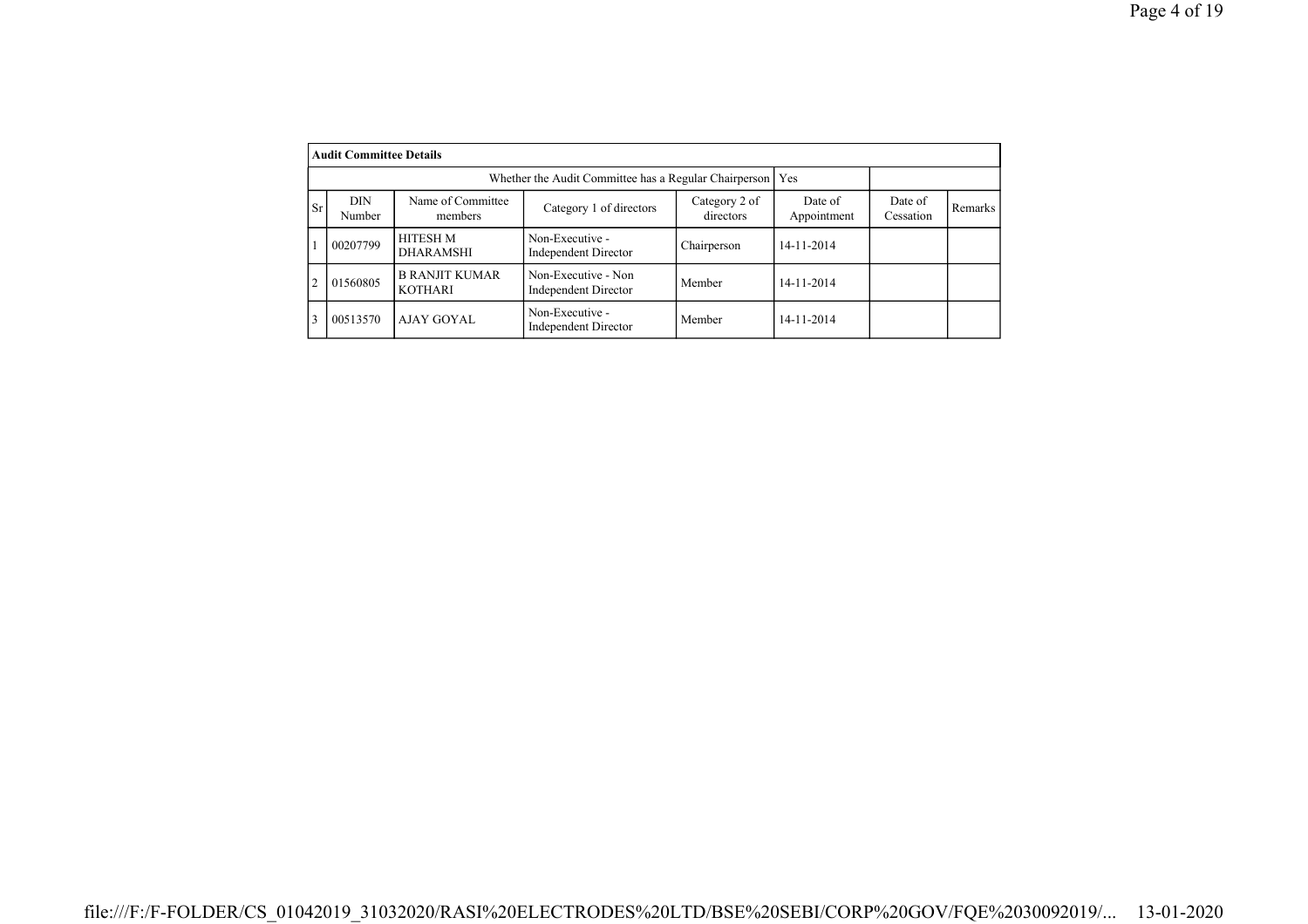| Audit Committee Details | | | | | | | |
|---|---|---|---|---|---|---|---|
| Whether the Audit Committee has a Regular Chairperson | | | | | Yes | | |
| Sr | DIN Number | Name of Committee members | Category 1 of directors | Category 2 of directors | Date of Appointment | Date of Cessation | Remarks |
| 1 | 00207799 | HITESH M DHARAMSHI | Non-Executive - Independent Director | Chairperson | 14-11-2014 | | |
| 2 | 01560805 | B RANJIT KUMAR KOTHARI | Non-Executive - Non Independent Director | Member | 14-11-2014 | | |
| 3 | 00513570 | AJAY GOYAL | Non-Executive - Independent Director | Member | 14-11-2014 | | |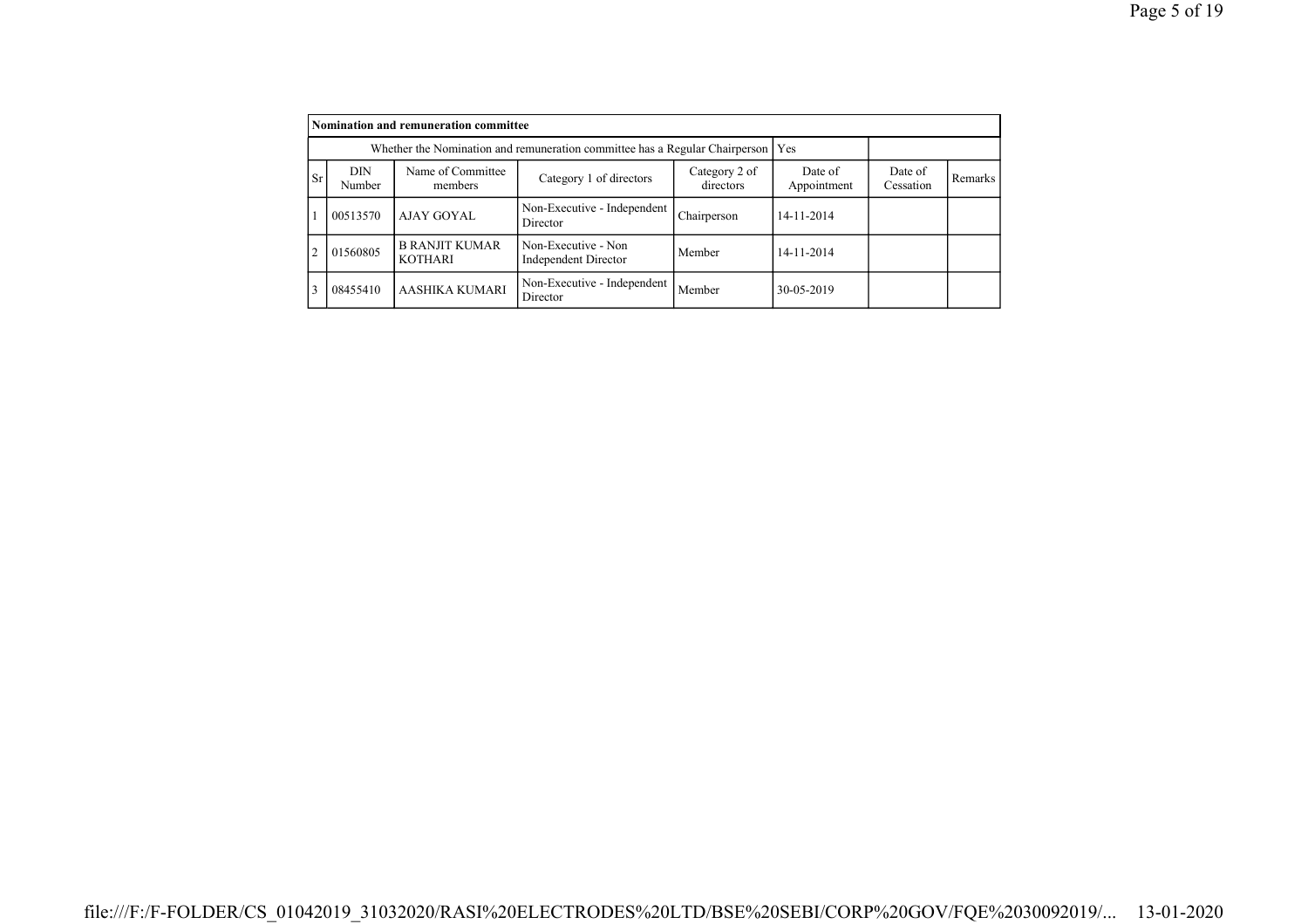**Nomination and remuneration committee**

Whether the Nomination and remuneration committee has a Regular Chairperson: Yes

| Sr | DIN Number | Name of Committee members | Category 1 of directors | Category 2 of directors | Date of Appointment | Date of Cessation | Remarks |
|---|---|---|---|---|---|---|---|
| 1 | 00513570 | AJAY GOYAL | Non-Executive - Independent Director | Chairperson | 14-11-2014 | | |
| 2 | 01560805 | B RANJIT KUMAR KOTHARI | Non-Executive - Non Independent Director | Member | 14-11-2014 | | |
| 3 | 08455410 | AASHIKA KUMARI | Non-Executive - Independent Director | Member | 30-05-2019 | | |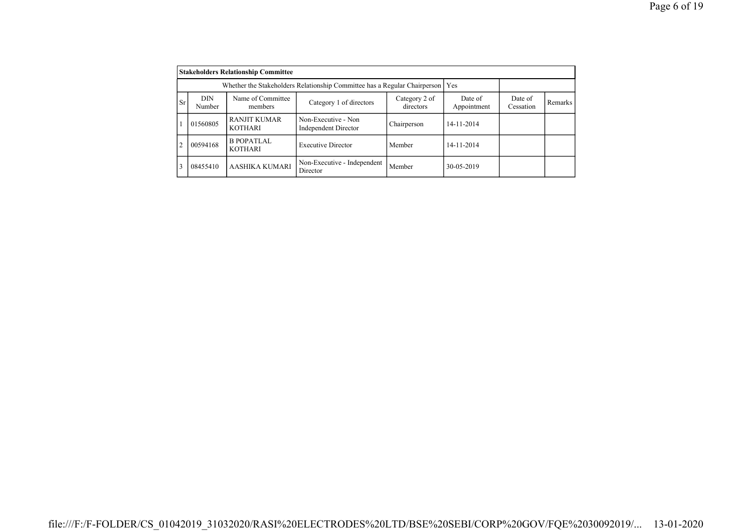**Stakeholders Relationship Committee**

| | | | Whether the Stakeholders Relationship Committee has a Regular Chairperson | | Yes | | |
|---|---|---|---|---|---|---|---|
| Sr | DIN Number | Name of Committee members | Category 1 of directors | Category 2 of directors | Date of Appointment | Date of Cessation | Remarks |
| 1 | 01560805 | RANJIT KUMAR KOTHARI | Non-Executive - Non Independent Director | Chairperson | 14-11-2014 | | |
| 2 | 00594168 | B POPATLAL KOTHARI | Executive Director | Member | 14-11-2014 | | |
| 3 | 08455410 | AASHIKA KUMARI | Non-Executive - Independent Director | Member | 30-05-2019 | | |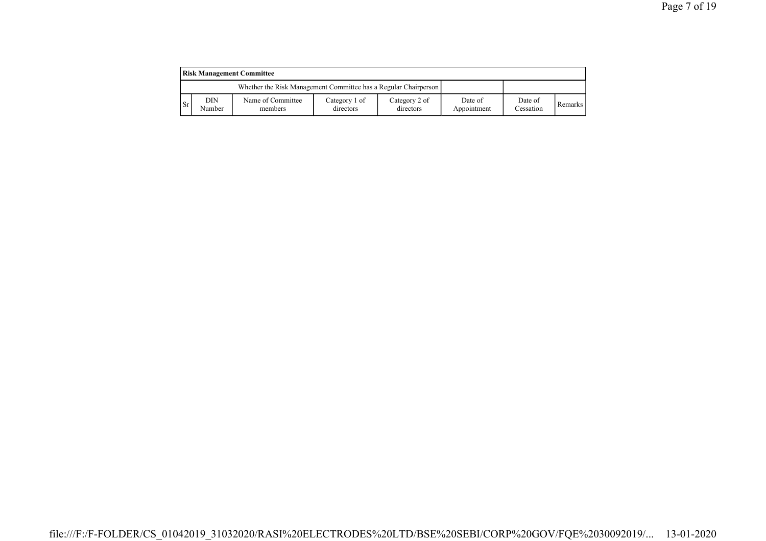| Risk Management Committee | | | | | | | |
|---|---|---|---|---|---|---|---|
| Whether the Risk Management Committee has a Regular Chairperson | | | | | | | |
| Sr | DIN Number | Name of Committee members | Category 1 of directors | Category 2 of directors | Date of Appointment | Date of Cessation | Remarks |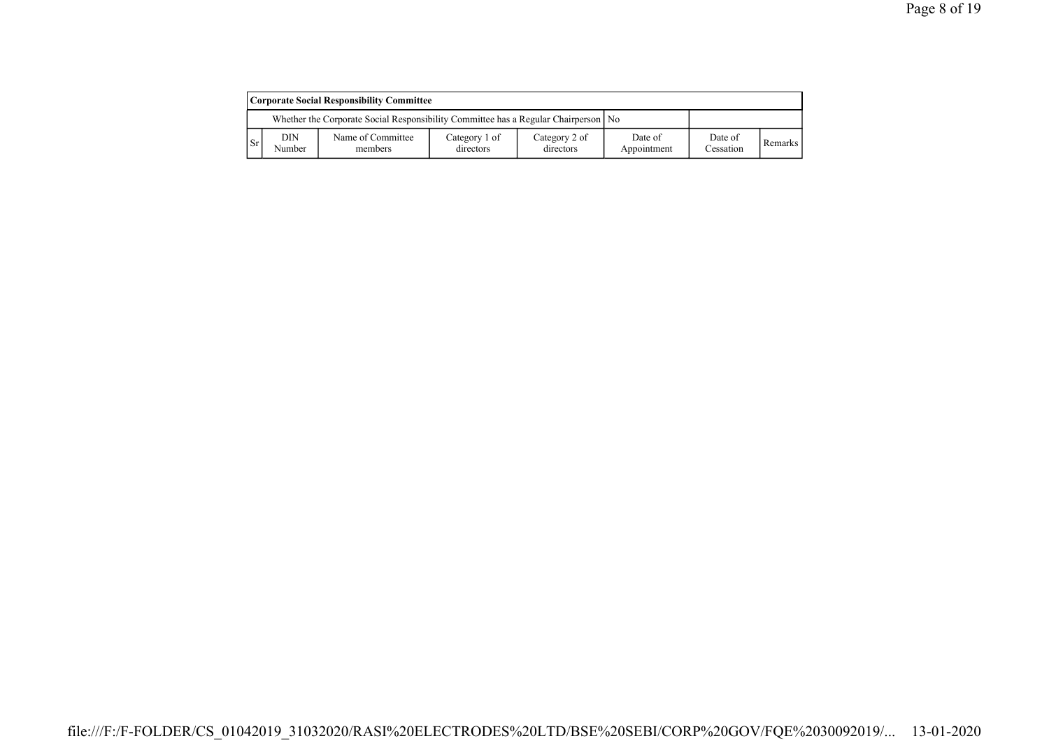| Corporate Social Responsibility Committee | | | | | | | |
|---|---|---|---|---|---|---|---|
| Whether the Corporate Social Responsibility Committee has a Regular Chairperson | | | | | No | | |
| Sr | DIN Number | Name of Committee members | Category 1 of directors | Category 2 of directors | Date of Appointment | Date of Cessation | Remarks |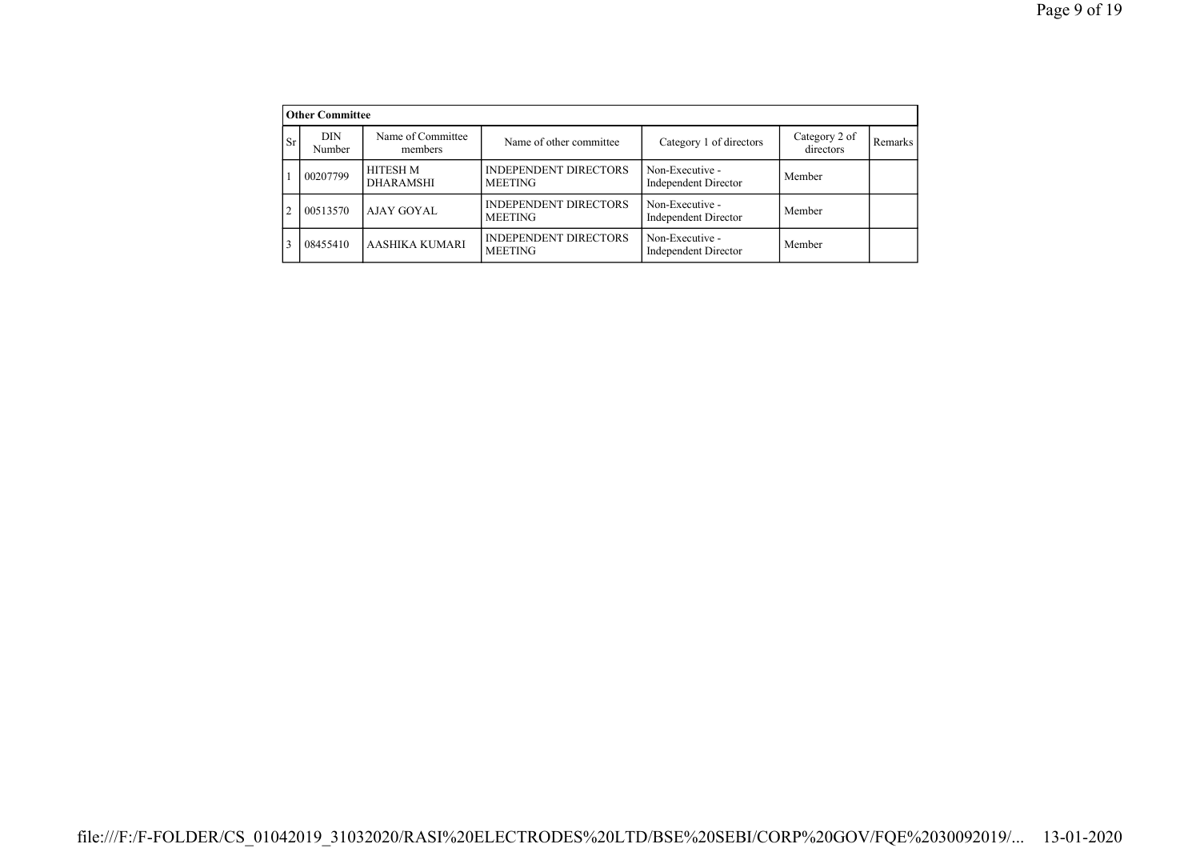**Other Committee**

| Sr | DIN Number | Name of Committee members | Name of other committee | Category 1 of directors | Category 2 of directors | Remarks |
|---|---|---|---|---|---|---|
| 1 | 00207799 | HITESH M DHARAMSHI | INDEPENDENT DIRECTORS MEETING | Non-Executive - Independent Director | Member | |
| 2 | 00513570 | AJAY GOYAL | INDEPENDENT DIRECTORS MEETING | Non-Executive - Independent Director | Member | |
| 3 | 08455410 | AASHIKA KUMARI | INDEPENDENT DIRECTORS MEETING | Non-Executive - Independent Director | Member | |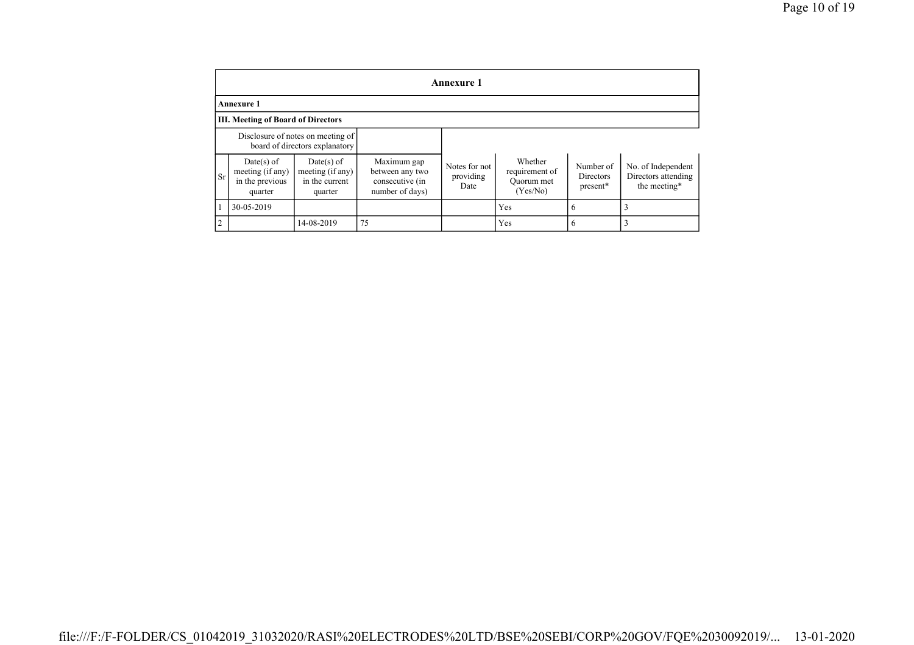## Annexure 1

**Annexure 1**

**III. Meeting of Board of Directors**

| | Disclosure of notes on meeting of board of directors explanatory | | | | | | |
|---|---|---|---|---|---|---|---|
| Sr | Date(s) of meeting (if any) in the previous quarter | Date(s) of meeting (if any) in the current quarter | Maximum gap between any two consecutive (in number of days) | Notes for not providing Date | Whether requirement of Quorum met (Yes/No) | Number of Directors present* | No. of Independent Directors attending the meeting* |
| 1 | 30-05-2019 | | | | Yes | 6 | 3 |
| 2 | | 14-08-2019 | 75 | | Yes | 6 | 3 |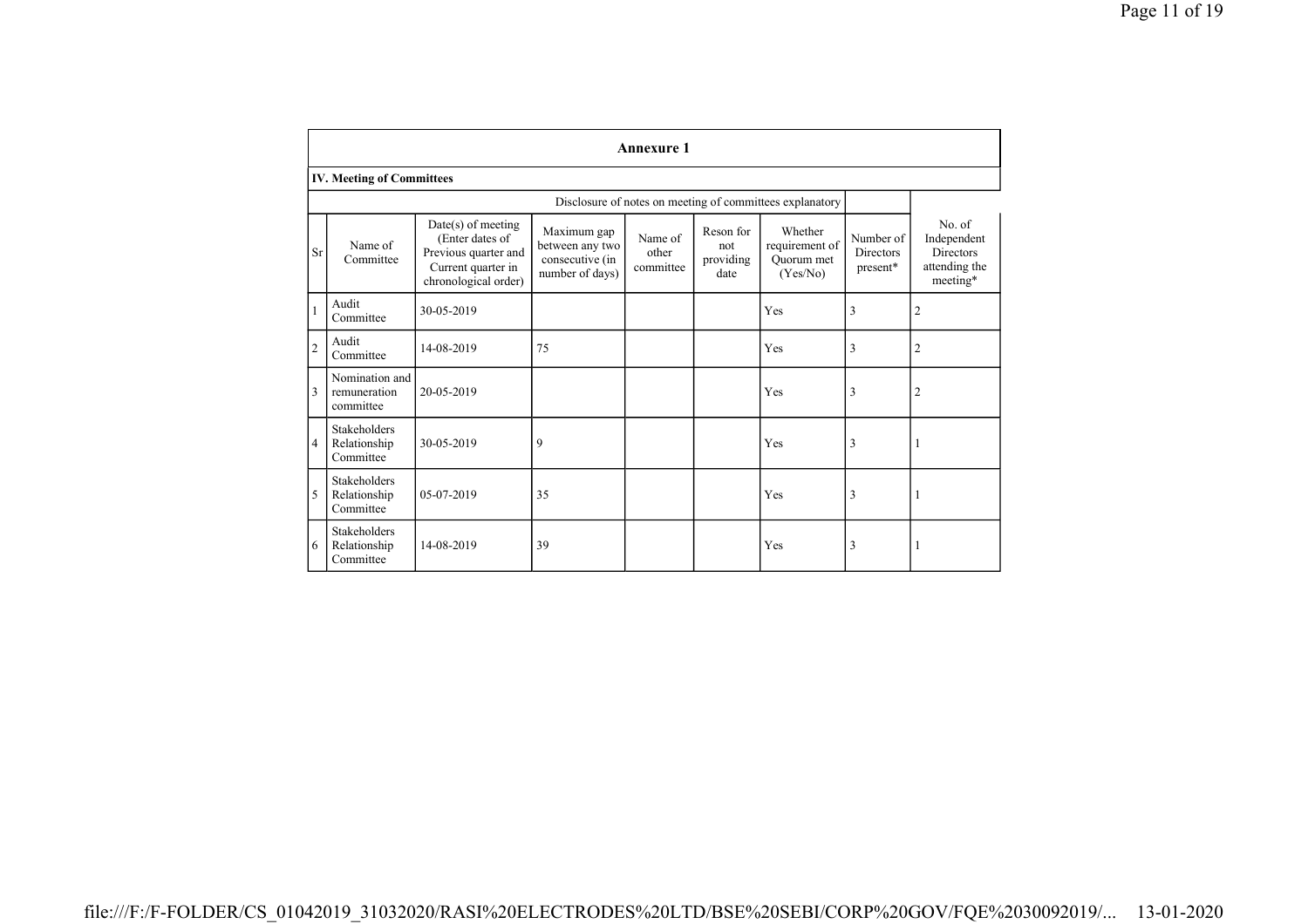## Annexure 1

### IV. Meeting of Committees

Disclosure of notes on meeting of committees explanatory

| Sr | Name of Committee | Date(s) of meeting (Enter dates of Previous quarter and Current quarter in chronological order) | Maximum gap between any two consecutive (in number of days) | Name of other committee | Reson for not providing date | Whether requirement of Quorum met (Yes/No) | Number of Directors present* | No. of Independent Directors attending the meeting* |
|---|---|---|---|---|---|---|---|---|
| 1 | Audit Committee | 30-05-2019 | | | | Yes | 3 | 2 |
| 2 | Audit Committee | 14-08-2019 | 75 | | | Yes | 3 | 2 |
| 3 | Nomination and remuneration committee | 20-05-2019 | | | | Yes | 3 | 2 |
| 4 | Stakeholders Relationship Committee | 30-05-2019 | 9 | | | Yes | 3 | 1 |
| 5 | Stakeholders Relationship Committee | 05-07-2019 | 35 | | | Yes | 3 | 1 |
| 6 | Stakeholders Relationship Committee | 14-08-2019 | 39 | | | Yes | 3 | 1 |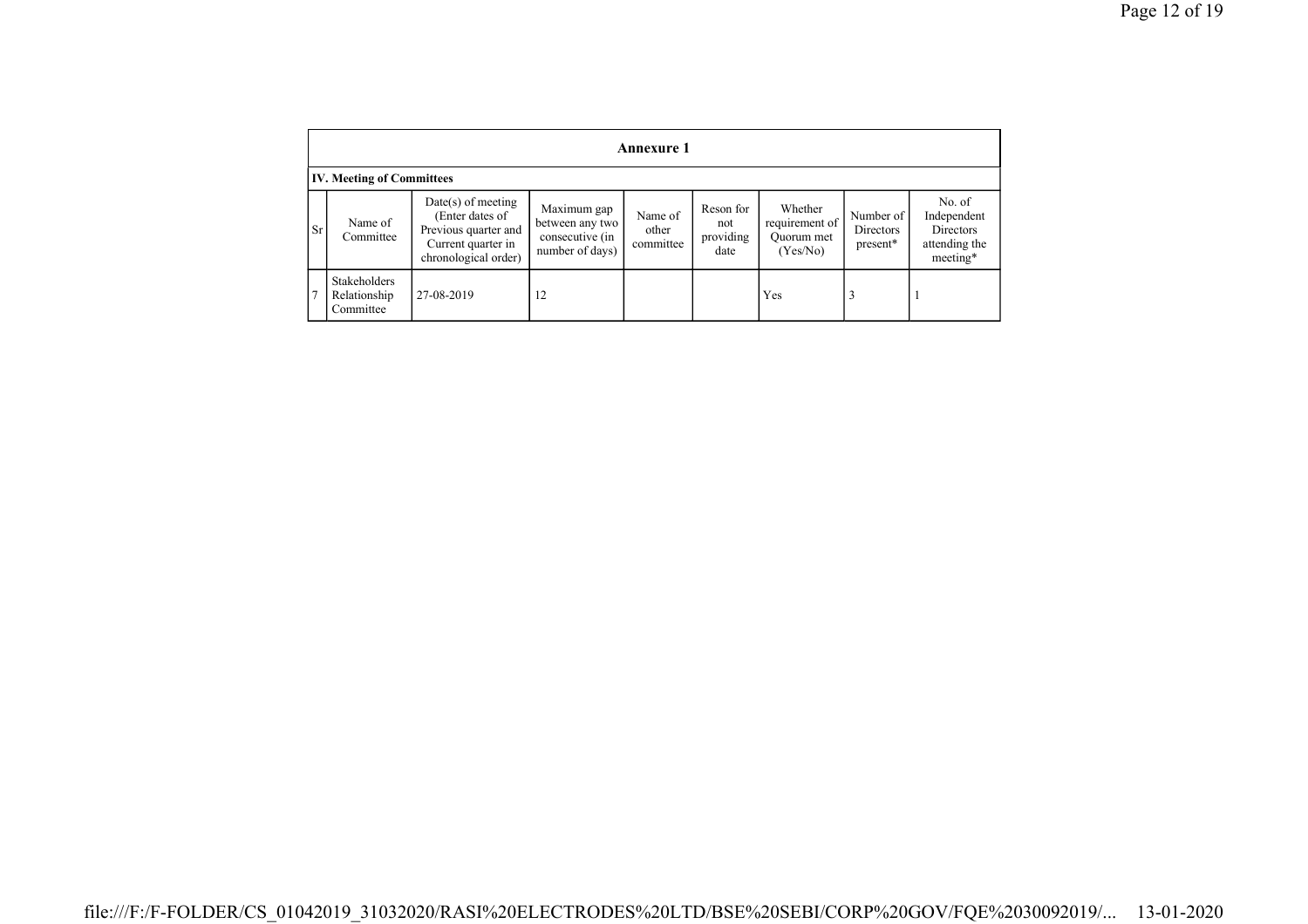## Annexure 1

**IV. Meeting of Committees**

| Sr | Name of Committee | Date(s) of meeting (Enter dates of Previous quarter and Current quarter in chronological order) | Maximum gap between any two consecutive (in number of days) | Name of other committee | Reson for not providing date | Whether requirement of Quorum met (Yes/No) | Number of Directors present* | No. of Independent Directors attending the meeting* |
|---|---|---|---|---|---|---|---|---|
| 7 | Stakeholders Relationship Committee | 27-08-2019 | 12 | | | Yes | 3 | 1 |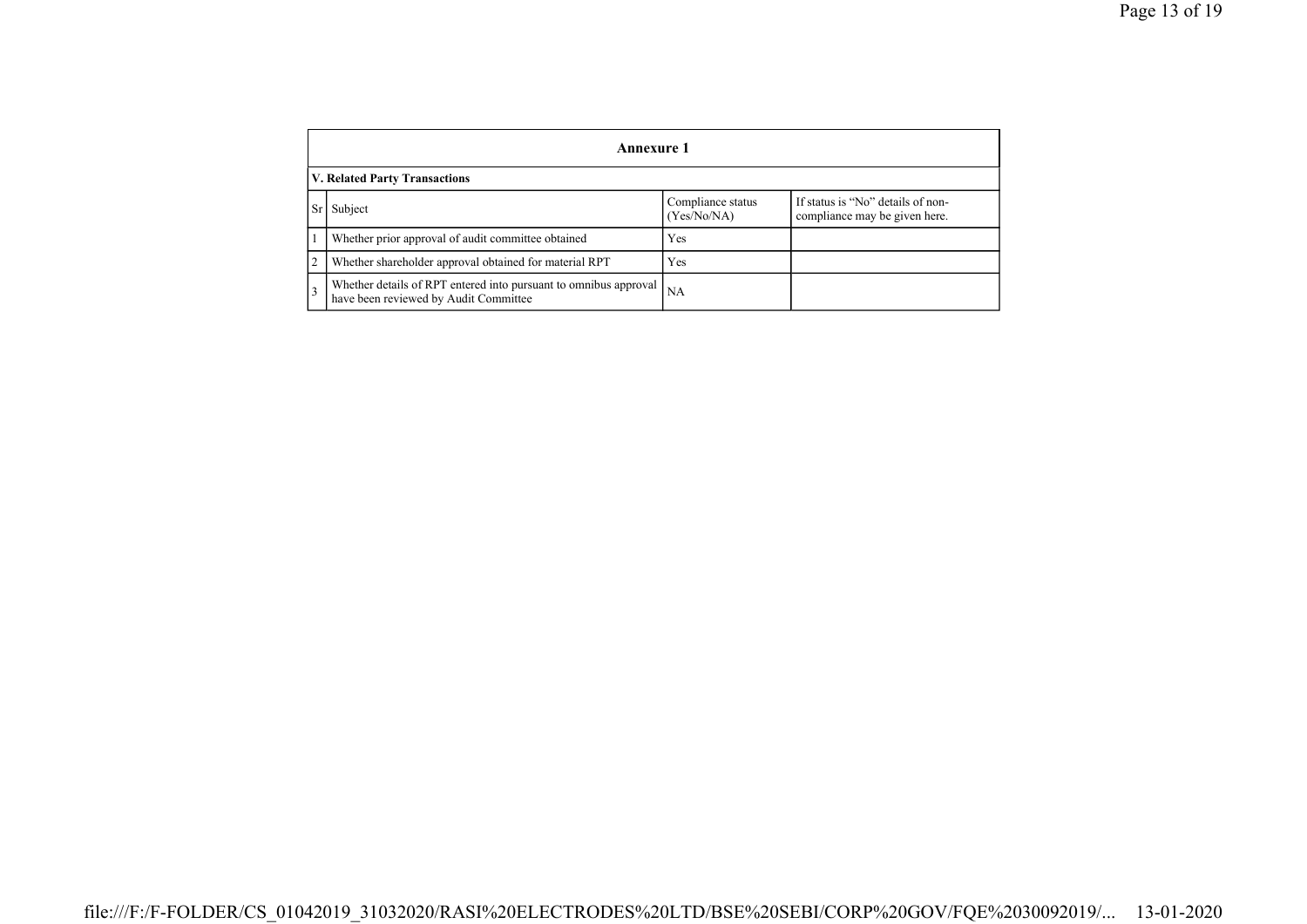## Annexure 1

### V. Related Party Transactions

| Sr | Subject | Compliance status (Yes/No/NA) | If status is “No” details of non-compliance may be given here. |
|---|---|---|---|
| 1 | Whether prior approval of audit committee obtained | Yes | |
| 2 | Whether shareholder approval obtained for material RPT | Yes | |
| 3 | Whether details of RPT entered into pursuant to omnibus approval have been reviewed by Audit Committee | NA | |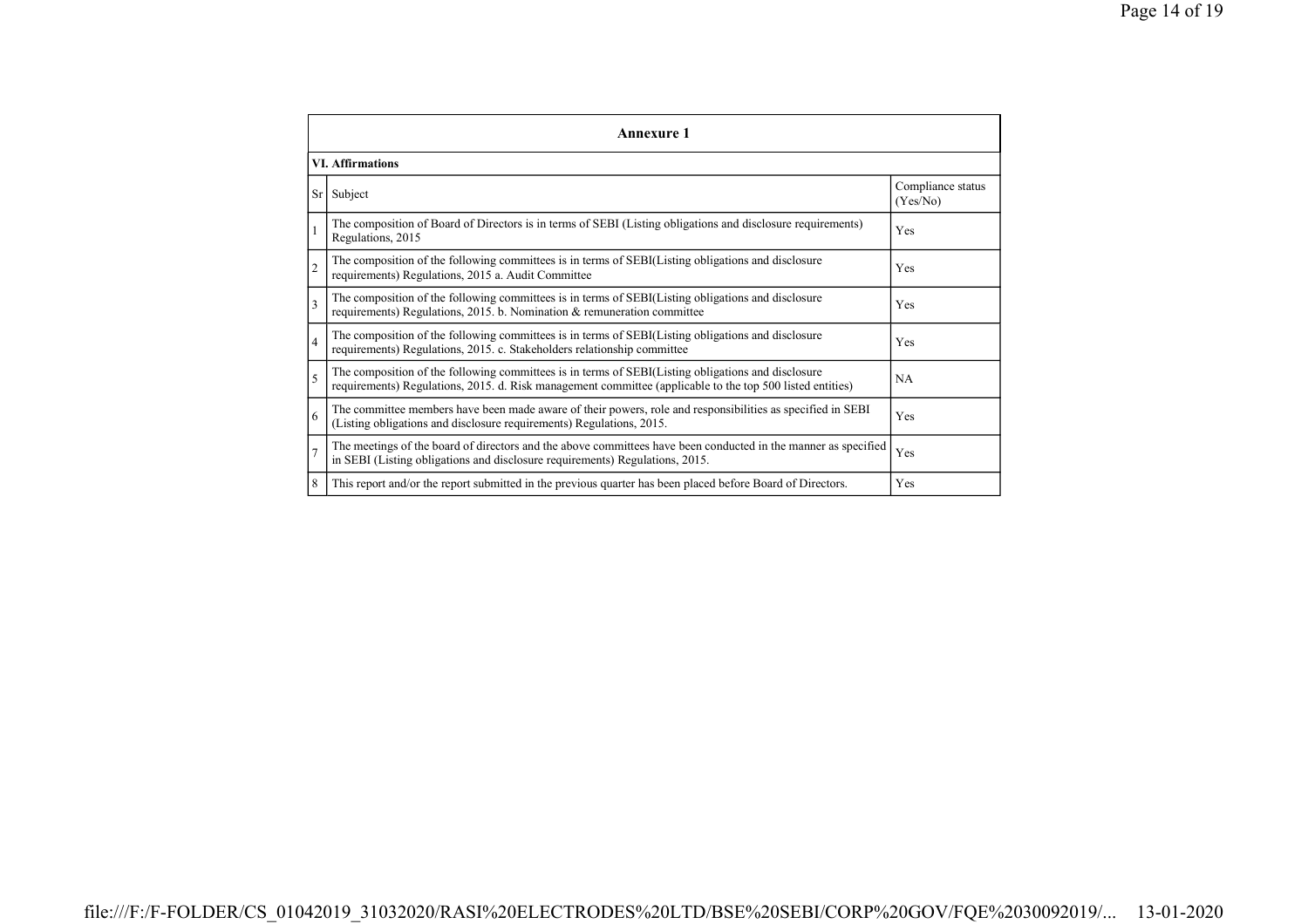## Annexure 1

### VI. Affirmations

| Sr | Subject | Compliance status (Yes/No) |
|---|---|---|
| 1 | The composition of Board of Directors is in terms of SEBI (Listing obligations and disclosure requirements) Regulations, 2015 | Yes |
| 2 | The composition of the following committees is in terms of SEBI(Listing obligations and disclosure requirements) Regulations, 2015 a. Audit Committee | Yes |
| 3 | The composition of the following committees is in terms of SEBI(Listing obligations and disclosure requirements) Regulations, 2015. b. Nomination & remuneration committee | Yes |
| 4 | The composition of the following committees is in terms of SEBI(Listing obligations and disclosure requirements) Regulations, 2015. c. Stakeholders relationship committee | Yes |
| 5 | The composition of the following committees is in terms of SEBI(Listing obligations and disclosure requirements) Regulations, 2015. d. Risk management committee (applicable to the top 500 listed entities) | NA |
| 6 | The committee members have been made aware of their powers, role and responsibilities as specified in SEBI (Listing obligations and disclosure requirements) Regulations, 2015. | Yes |
| 7 | The meetings of the board of directors and the above committees have been conducted in the manner as specified in SEBI (Listing obligations and disclosure requirements) Regulations, 2015. | Yes |
| 8 | This report and/or the report submitted in the previous quarter has been placed before Board of Directors. | Yes |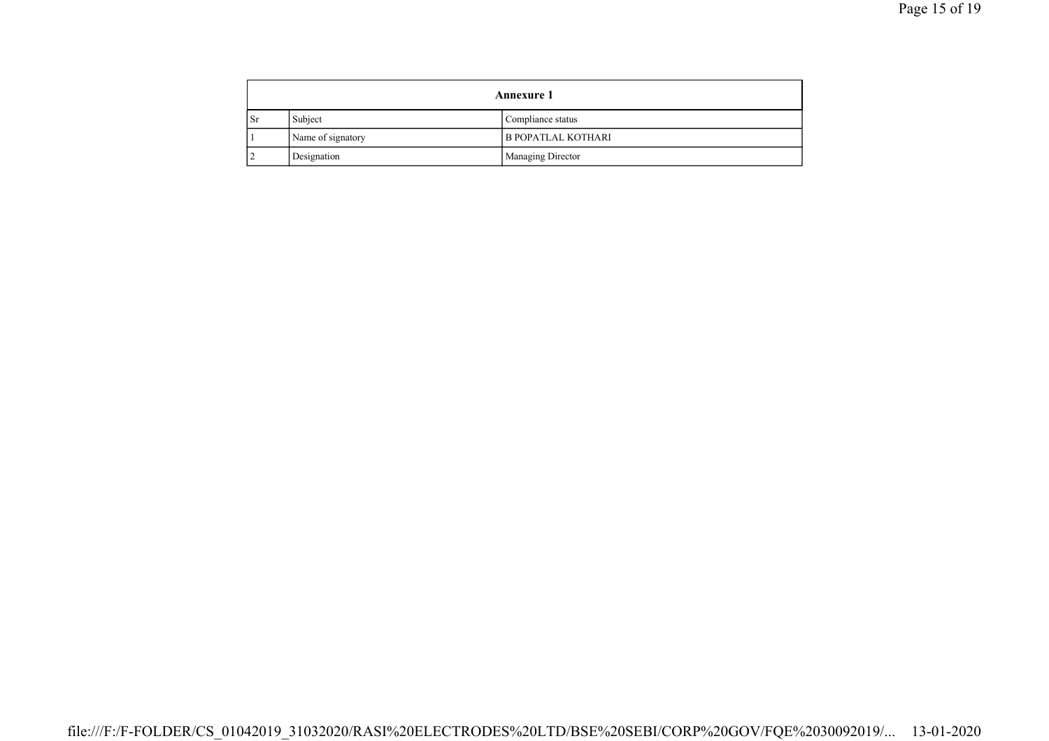| Annexure 1 | | |
|---|---|---|
| Sr | Subject | Compliance status |
| 1 | Name of signatory | B POPATLAL KOTHARI |
| 2 | Designation | Managing Director |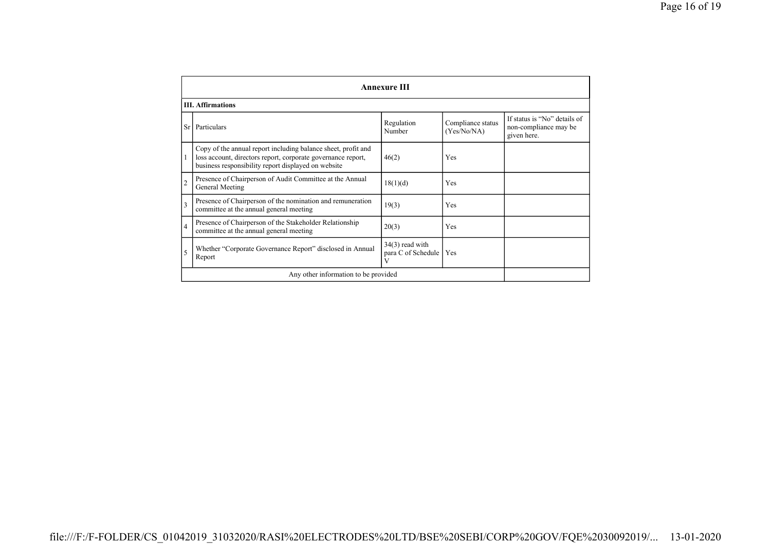| Annexure III | | | | |
|---|---|---|---|---|
| **III. Affirmations** | | | | |
| Sr | Particulars | Regulation Number | Compliance status (Yes/No/NA) | If status is "No" details of non-compliance may be given here. |
| 1 | Copy of the annual report including balance sheet, profit and loss account, directors report, corporate governance report, business responsibility report displayed on website | 46(2) | Yes | |
| 2 | Presence of Chairperson of Audit Committee at the Annual General Meeting | 18(1)(d) | Yes | |
| 3 | Presence of Chairperson of the nomination and remuneration committee at the annual general meeting | 19(3) | Yes | |
| 4 | Presence of Chairperson of the Stakeholder Relationship committee at the annual general meeting | 20(3) | Yes | |
| 5 | Whether "Corporate Governance Report" disclosed in Annual Report | 34(3) read with para C of Schedule V | Yes | |
| | Any other information to be provided | | | |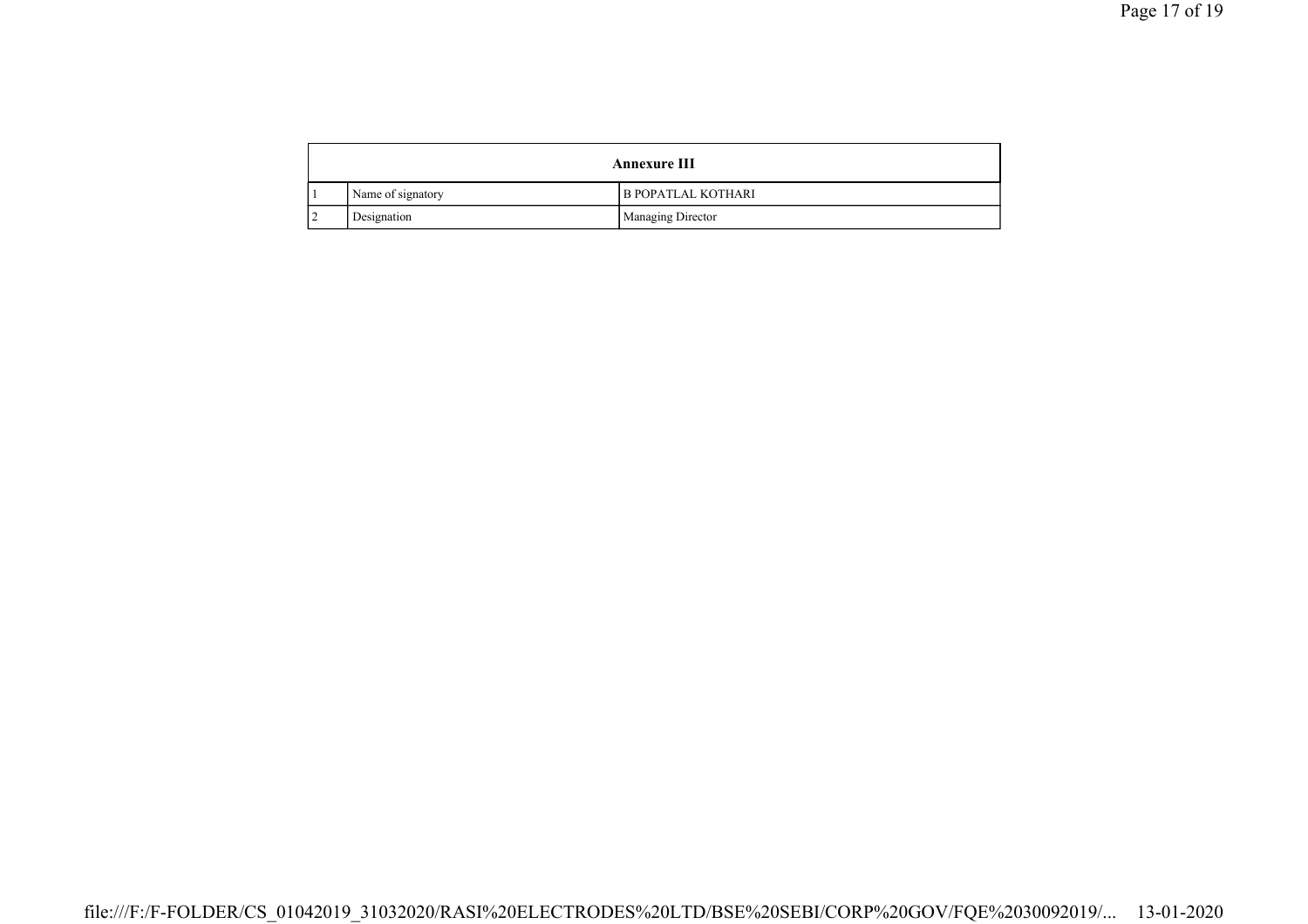| Annexure III | | |
|---|---|---|
| 1 | Name of signatory | B POPATLAL KOTHARI |
| 2 | Designation | Managing Director |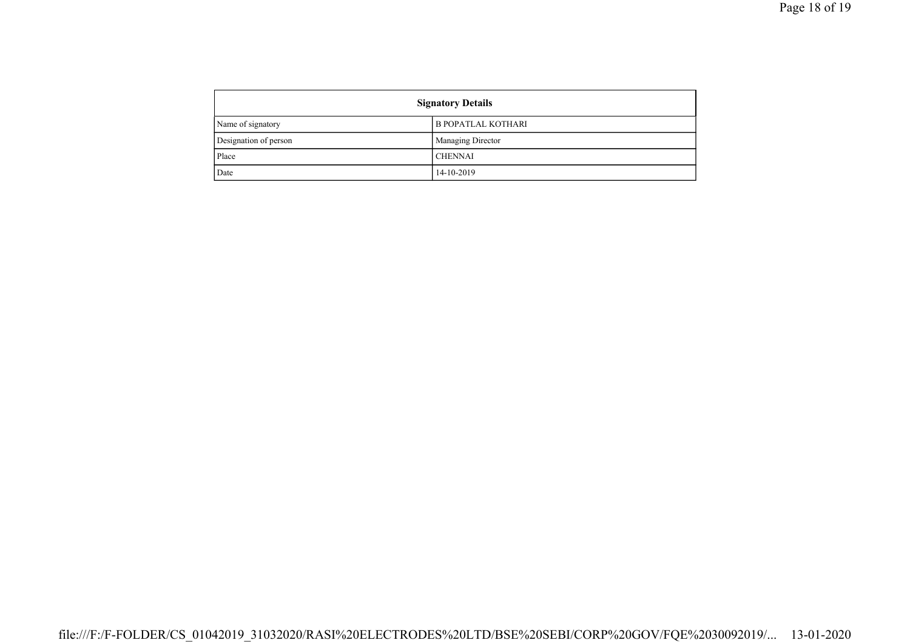| Signatory Details | |
|---|---|
| Name of signatory | B POPATLAL KOTHARI |
| Designation of person | Managing Director |
| Place | CHENNAI |
| Date | 14-10-2019 |